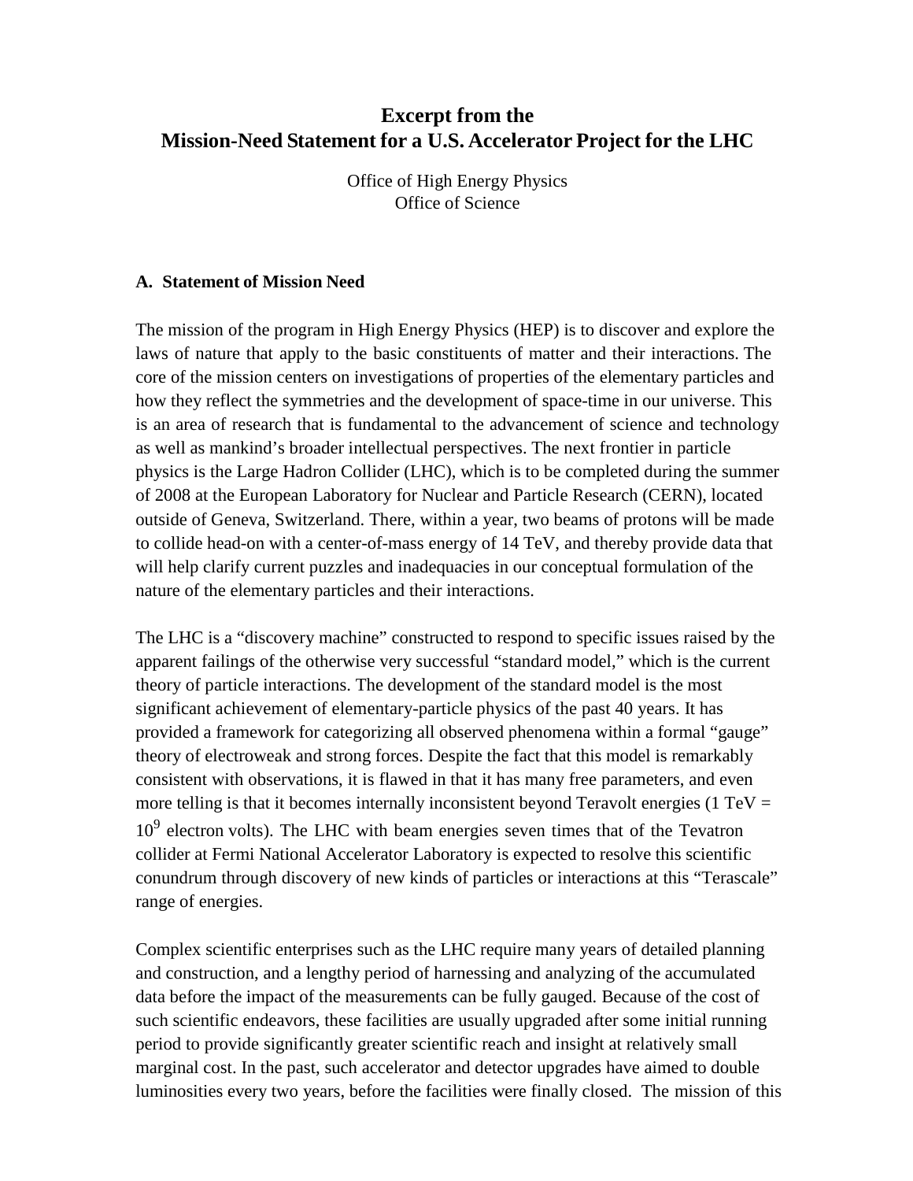# Excerpt from the Mission-Need Statement for a U.S. Accelerator Project for the LHC

Office of High Energy Physics
Office of Science

## A. Statement of Mission Need

The mission of the program in High Energy Physics (HEP) is to discover and explore the laws of nature that apply to the basic constituents of matter and their interactions. The core of the mission centers on investigations of properties of the elementary particles and how they reflect the symmetries and the development of space-time in our universe. This is an area of research that is fundamental to the advancement of science and technology as well as mankind's broader intellectual perspectives. The next frontier in particle physics is the Large Hadron Collider (LHC), which is to be completed during the summer of 2008 at the European Laboratory for Nuclear and Particle Research (CERN), located outside of Geneva, Switzerland. There, within a year, two beams of protons will be made to collide head-on with a center-of-mass energy of 14 TeV, and thereby provide data that will help clarify current puzzles and inadequacies in our conceptual formulation of the nature of the elementary particles and their interactions.

The LHC is a "discovery machine" constructed to respond to specific issues raised by the apparent failings of the otherwise very successful "standard model," which is the current theory of particle interactions. The development of the standard model is the most significant achievement of elementary-particle physics of the past 40 years. It has provided a framework for categorizing all observed phenomena within a formal "gauge" theory of electroweak and strong forces. Despite the fact that this model is remarkably consistent with observations, it is flawed in that it has many free parameters, and even more telling is that it becomes internally inconsistent beyond Teravolt energies (1 TeV = $10^9$ electron volts). The LHC with beam energies seven times that of the Tevatron collider at Fermi National Accelerator Laboratory is expected to resolve this scientific conundrum through discovery of new kinds of particles or interactions at this "Terascale" range of energies.

Complex scientific enterprises such as the LHC require many years of detailed planning and construction, and a lengthy period of harnessing and analyzing of the accumulated data before the impact of the measurements can be fully gauged. Because of the cost of such scientific endeavors, these facilities are usually upgraded after some initial running period to provide significantly greater scientific reach and insight at relatively small marginal cost. In the past, such accelerator and detector upgrades have aimed to double luminosities every two years, before the facilities were finally closed. The mission of this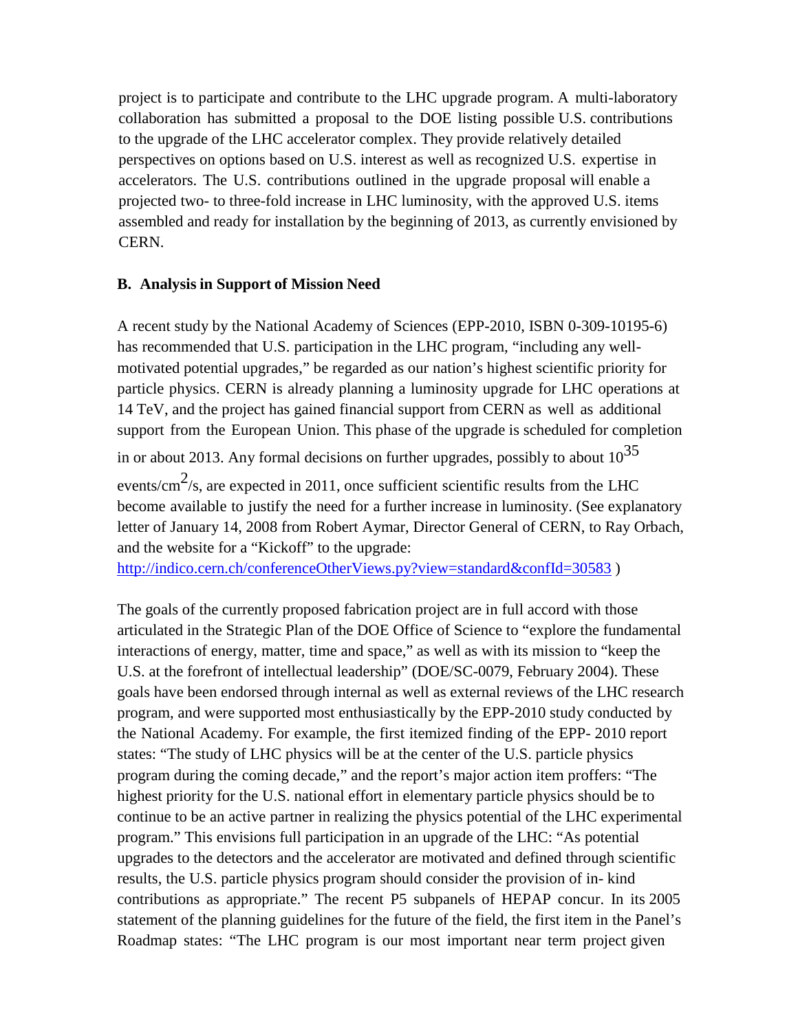project is to participate and contribute to the LHC upgrade program. A multi-laboratory collaboration has submitted a proposal to the DOE listing possible U.S. contributions to the upgrade of the LHC accelerator complex. They provide relatively detailed perspectives on options based on U.S. interest as well as recognized U.S. expertise in accelerators. The U.S. contributions outlined in the upgrade proposal will enable a projected two- to three-fold increase in LHC luminosity, with the approved U.S. items assembled and ready for installation by the beginning of 2013, as currently envisioned by CERN.

**B. Analysis in Support of Mission Need**

A recent study by the National Academy of Sciences (EPP-2010, ISBN 0-309-10195-6) has recommended that U.S. participation in the LHC program, "including any well-motivated potential upgrades," be regarded as our nation's highest scientific priority for particle physics. CERN is already planning a luminosity upgrade for LHC operations at 14 TeV, and the project has gained financial support from CERN as well as additional support from the European Union. This phase of the upgrade is scheduled for completion in or about 2013. Any formal decisions on further upgrades, possibly to about $10^{35}$ events/cm$^2$/s, are expected in 2011, once sufficient scientific results from the LHC become available to justify the need for a further increase in luminosity. (See explanatory letter of January 14, 2008 from Robert Aymar, Director General of CERN, to Ray Orbach, and the website for a "Kickoff" to the upgrade: http://indico.cern.ch/conferenceOtherViews.py?view=standard&confId=30583 )

The goals of the currently proposed fabrication project are in full accord with those articulated in the Strategic Plan of the DOE Office of Science to "explore the fundamental interactions of energy, matter, time and space," as well as with its mission to "keep the U.S. at the forefront of intellectual leadership" (DOE/SC-0079, February 2004). These goals have been endorsed through internal as well as external reviews of the LHC research program, and were supported most enthusiastically by the EPP-2010 study conducted by the National Academy. For example, the first itemized finding of the EPP- 2010 report states: "The study of LHC physics will be at the center of the U.S. particle physics program during the coming decade," and the report's major action item proffers: "The highest priority for the U.S. national effort in elementary particle physics should be to continue to be an active partner in realizing the physics potential of the LHC experimental program." This envisions full participation in an upgrade of the LHC: "As potential upgrades to the detectors and the accelerator are motivated and defined through scientific results, the U.S. particle physics program should consider the provision of in- kind contributions as appropriate." The recent P5 subpanels of HEPAP concur. In its 2005 statement of the planning guidelines for the future of the field, the first item in the Panel's Roadmap states: "The LHC program is our most important near term project given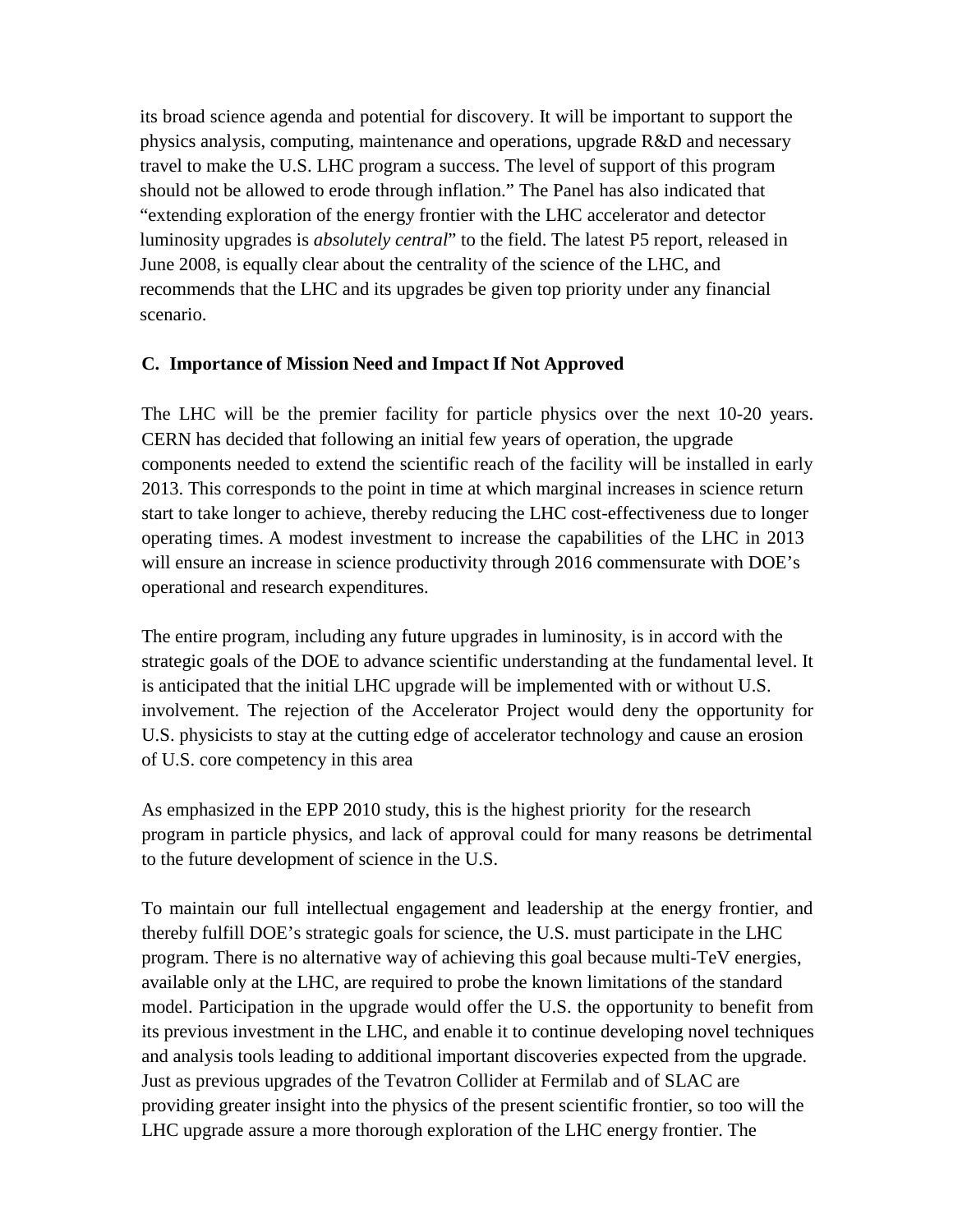its broad science agenda and potential for discovery. It will be important to support the physics analysis, computing, maintenance and operations, upgrade R&D and necessary travel to make the U.S. LHC program a success. The level of support of this program should not be allowed to erode through inflation." The Panel has also indicated that "extending exploration of the energy frontier with the LHC accelerator and detector luminosity upgrades is *absolutely central*" to the field. The latest P5 report, released in June 2008, is equally clear about the centrality of the science of the LHC, and recommends that the LHC and its upgrades be given top priority under any financial scenario.

### C. Importance of Mission Need and Impact If Not Approved

The LHC will be the premier facility for particle physics over the next 10-20 years. CERN has decided that following an initial few years of operation, the upgrade components needed to extend the scientific reach of the facility will be installed in early 2013. This corresponds to the point in time at which marginal increases in science return start to take longer to achieve, thereby reducing the LHC cost-effectiveness due to longer operating times. A modest investment to increase the capabilities of the LHC in 2013 will ensure an increase in science productivity through 2016 commensurate with DOE's operational and research expenditures.

The entire program, including any future upgrades in luminosity, is in accord with the strategic goals of the DOE to advance scientific understanding at the fundamental level. It is anticipated that the initial LHC upgrade will be implemented with or without U.S. involvement. The rejection of the Accelerator Project would deny the opportunity for U.S. physicists to stay at the cutting edge of accelerator technology and cause an erosion of U.S. core competency in this area

As emphasized in the EPP 2010 study, this is the highest priority for the research program in particle physics, and lack of approval could for many reasons be detrimental to the future development of science in the U.S.

To maintain our full intellectual engagement and leadership at the energy frontier, and thereby fulfill DOE's strategic goals for science, the U.S. must participate in the LHC program. There is no alternative way of achieving this goal because multi-TeV energies, available only at the LHC, are required to probe the known limitations of the standard model. Participation in the upgrade would offer the U.S. the opportunity to benefit from its previous investment in the LHC, and enable it to continue developing novel techniques and analysis tools leading to additional important discoveries expected from the upgrade. Just as previous upgrades of the Tevatron Collider at Fermilab and of SLAC are providing greater insight into the physics of the present scientific frontier, so too will the LHC upgrade assure a more thorough exploration of the LHC energy frontier. The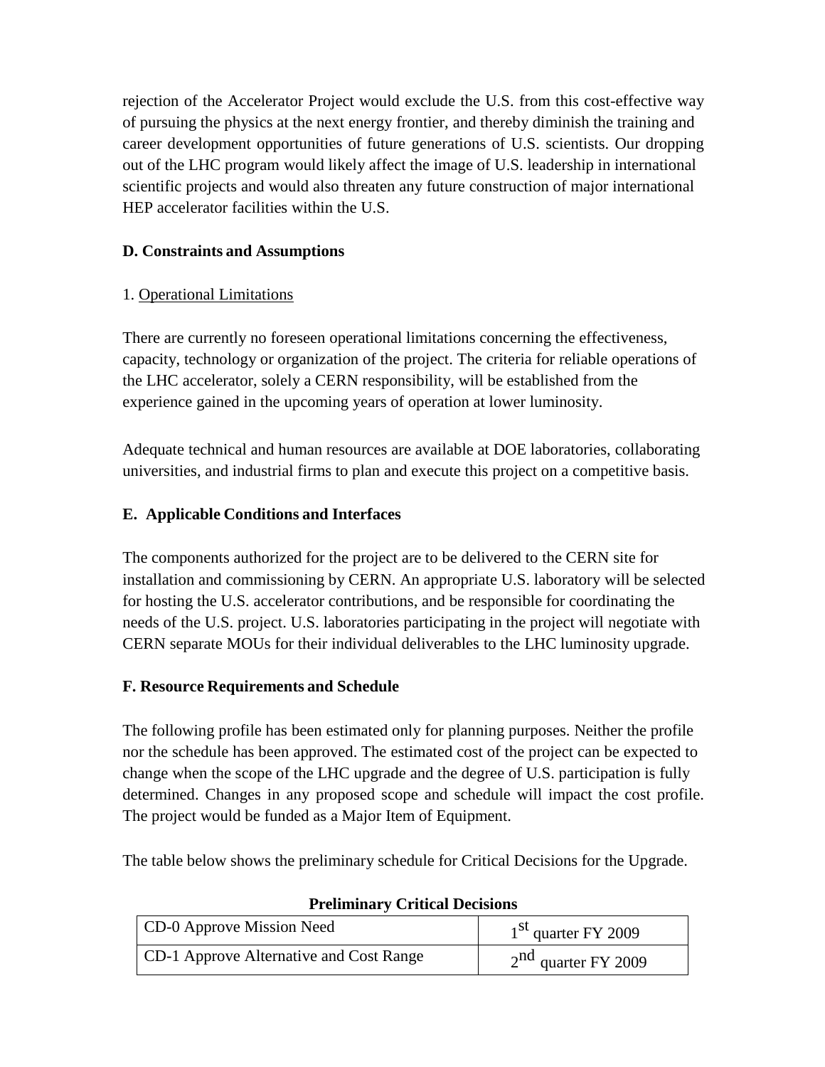rejection of the Accelerator Project would exclude the U.S. from this cost-effective way of pursuing the physics at the next energy frontier, and thereby diminish the training and career development opportunities of future generations of U.S. scientists. Our dropping out of the LHC program would likely affect the image of U.S. leadership in international scientific projects and would also threaten any future construction of major international HEP accelerator facilities within the U.S.

**D. Constraints and Assumptions**

1. Operational Limitations

There are currently no foreseen operational limitations concerning the effectiveness, capacity, technology or organization of the project. The criteria for reliable operations of the LHC accelerator, solely a CERN responsibility, will be established from the experience gained in the upcoming years of operation at lower luminosity.

Adequate technical and human resources are available at DOE laboratories, collaborating universities, and industrial firms to plan and execute this project on a competitive basis.

**E. Applicable Conditions and Interfaces**

The components authorized for the project are to be delivered to the CERN site for installation and commissioning by CERN. An appropriate U.S. laboratory will be selected for hosting the U.S. accelerator contributions, and be responsible for coordinating the needs of the U.S. project. U.S. laboratories participating in the project will negotiate with CERN separate MOUs for their individual deliverables to the LHC luminosity upgrade.

**F. Resource Requirements and Schedule**

The following profile has been estimated only for planning purposes. Neither the profile nor the schedule has been approved. The estimated cost of the project can be expected to change when the scope of the LHC upgrade and the degree of U.S. participation is fully determined. Changes in any proposed scope and schedule will impact the cost profile. The project would be funded as a Major Item of Equipment.

The table below shows the preliminary schedule for Critical Decisions for the Upgrade.

**Preliminary Critical Decisions**

| | |
|---|---|
| CD-0 Approve Mission Need | 1st quarter FY 2009 |
| CD-1 Approve Alternative and Cost Range | 2nd quarter FY 2009 |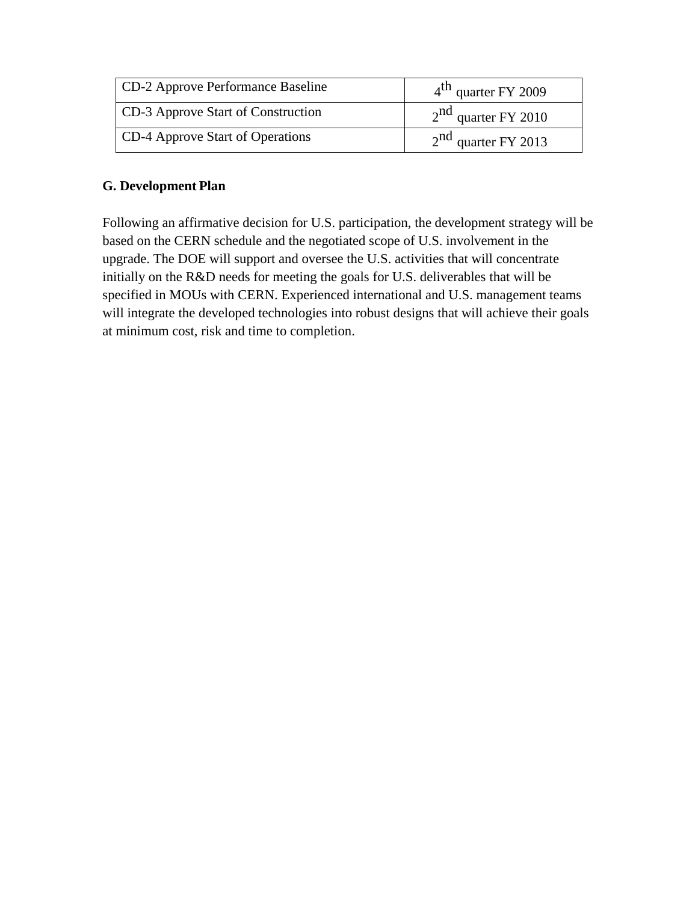| | |
|---|---|
| CD-2 Approve Performance Baseline | 4th quarter FY 2009 |
| CD-3 Approve Start of Construction | 2nd quarter FY 2010 |
| CD-4 Approve Start of Operations | 2nd quarter FY 2013 |

**G. Development Plan**

Following an affirmative decision for U.S. participation, the development strategy will be based on the CERN schedule and the negotiated scope of U.S. involvement in the upgrade. The DOE will support and oversee the U.S. activities that will concentrate initially on the R&D needs for meeting the goals for U.S. deliverables that will be specified in MOUs with CERN. Experienced international and U.S. management teams will integrate the developed technologies into robust designs that will achieve their goals at minimum cost, risk and time to completion.